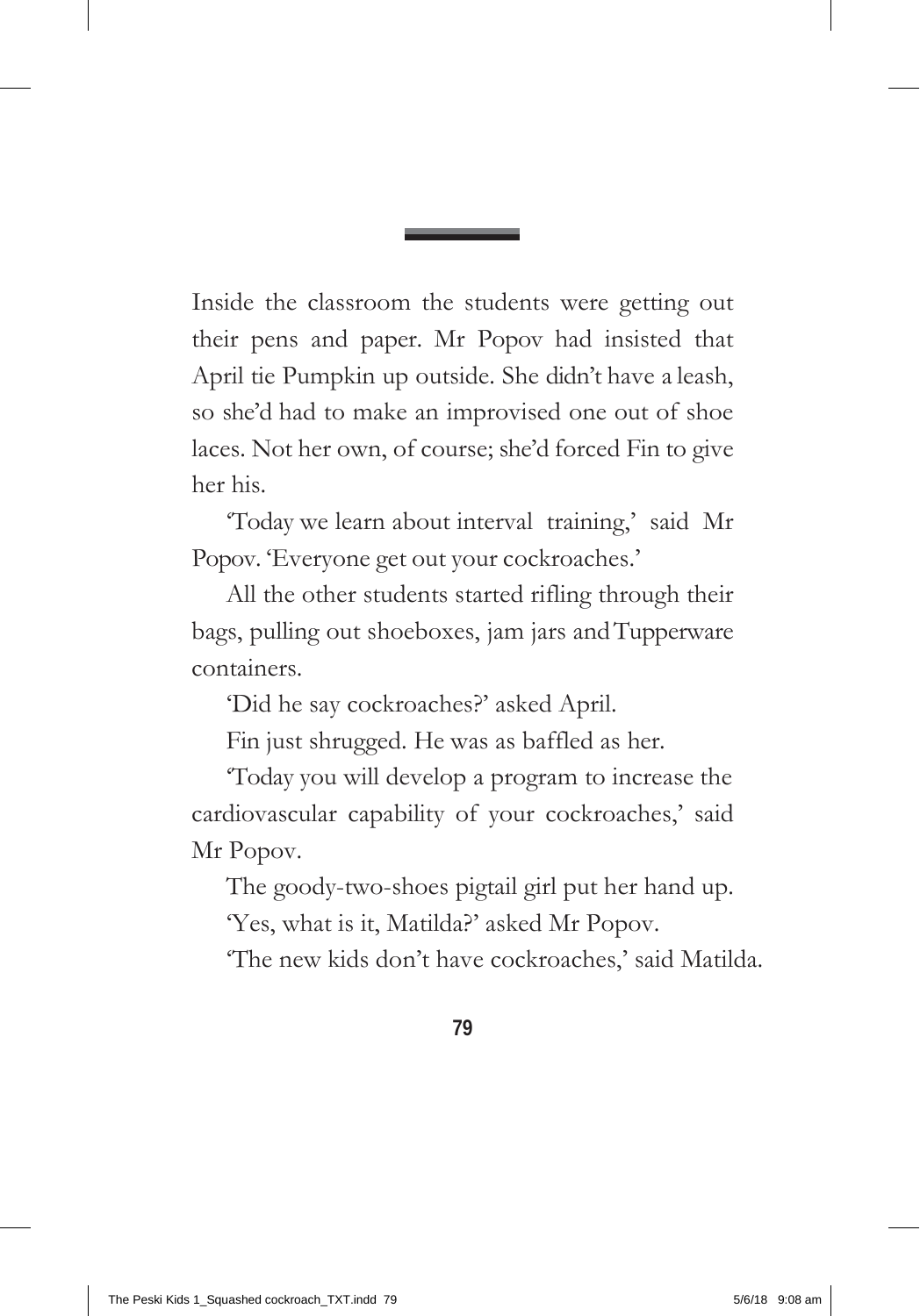Inside the classroom the students were getting out their pens and paper. Mr Popov had insisted that April tie Pumpkin up outside. She didn't have a leash, so she'd had to make an improvised one out of shoe laces. Not her own, of course; she'd forced Fin to give her his.

'Today we learn about interval training,' said Mr Popov. 'Everyone get out your cockroaches.'

All the other students started rifling through their bags, pulling out shoeboxes, jam jars and Tupperware containers.

'Did he say cockroaches?' asked April.

Fin just shrugged. He was as baffled as her.

'Today you will develop a program to increase the cardiovascular capability of your cockroaches,' said Mr Popov.

The goody-two-shoes pigtail girl put her hand up.

'Yes, what is it, Matilda?' asked Mr Popov.

'The new kids don't have cockroaches,' said Matilda.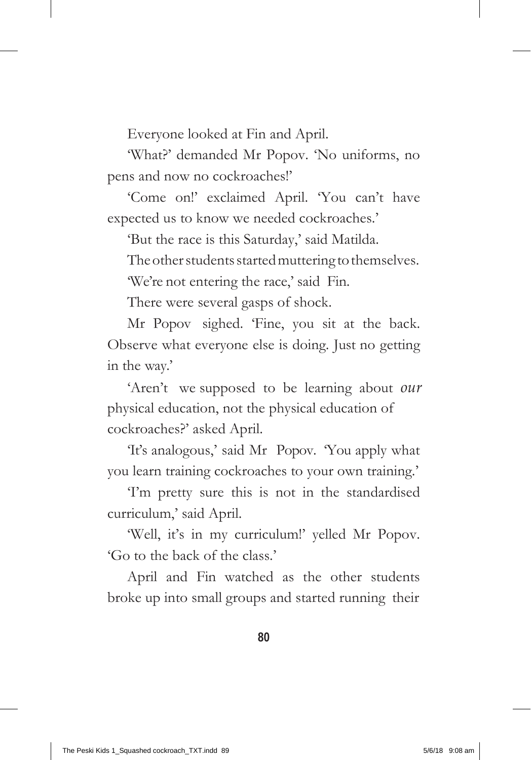Everyone looked at Fin and April.

'What?' demanded Mr Popov. 'No uniforms, no pens and now no cockroaches!'

'Come on!' exclaimed April. 'You can't have expected us to know we needed cockroaches.'

'But the race is this Saturday,' said Matilda.

The other students started muttering to themselves.

'We're not entering the race,' said Fin.

There were several gasps of shock.

Mr Popov sighed. 'Fine, you sit at the back. Observe what everyone else is doing. Just no getting in the way.'

'Aren't we supposed to be learning about *our* physical education, not the physical education of cockroaches?' asked April.

'It's analogous,' said Mr Popov. 'You apply what you learn training cockroaches to your own training.'

'I'm pretty sure this is not in the standardised curriculum,' said April.

'Well, it's in my curriculum!' yelled Mr Popov. 'Go to the back of the class.'

April and Fin watched as the other students broke up into small groups and started running their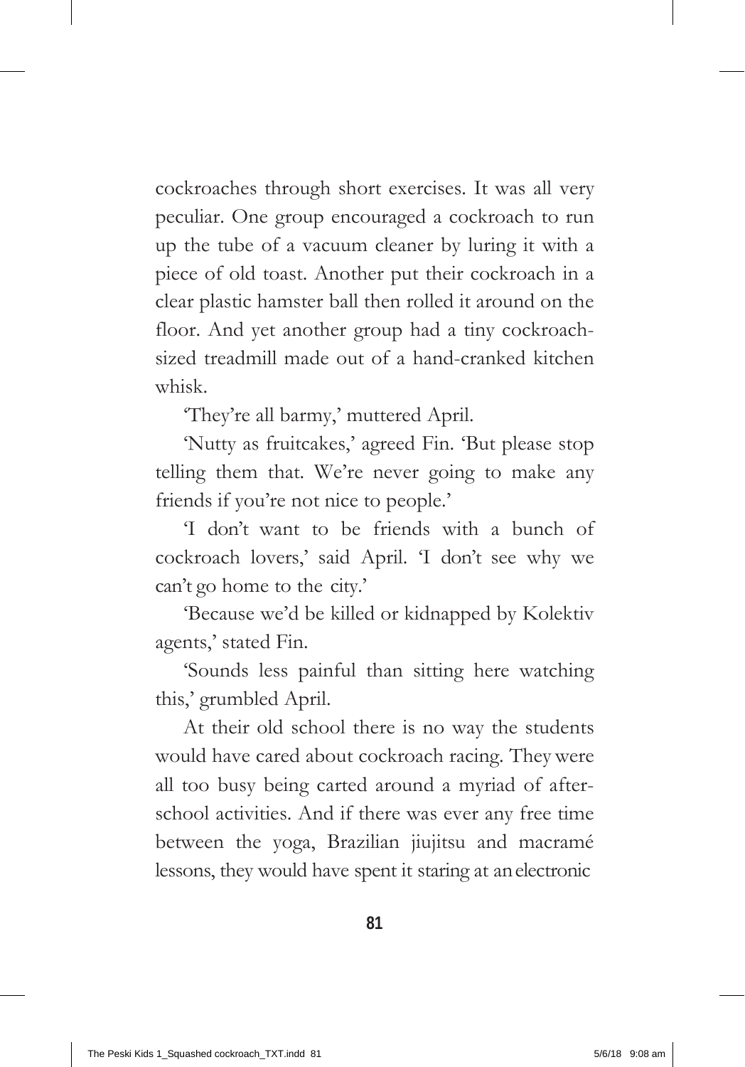cockroaches through short exercises. It was all very peculiar. One group encouraged a cockroach to run up the tube of a vacuum cleaner by luring it with a piece of old toast. Another put their cockroach in a clear plastic hamster ball then rolled it around on the floor. And yet another group had a tiny cockroach-sized treadmill made out of a hand-cranked kitchen whisk.

'They're all barmy,' muttered April.

'Nutty as fruitcakes,' agreed Fin. 'But please stop telling them that. We're never going to make any friends if you're not nice to people.'

'I don't want to be friends with a bunch of cockroach lovers,' said April. 'I don't see why we can't go home to the city.'

'Because we'd be killed or kidnapped by Kolektiv agents,' stated Fin.

'Sounds less painful than sitting here watching this,' grumbled April.

At their old school there is no way the students would have cared about cockroach racing. They were all too busy being carted around a myriad of after-school activities. And if there was ever any free time between the yoga, Brazilian jiujitsu and macramé lessons, they would have spent it staring at an electronic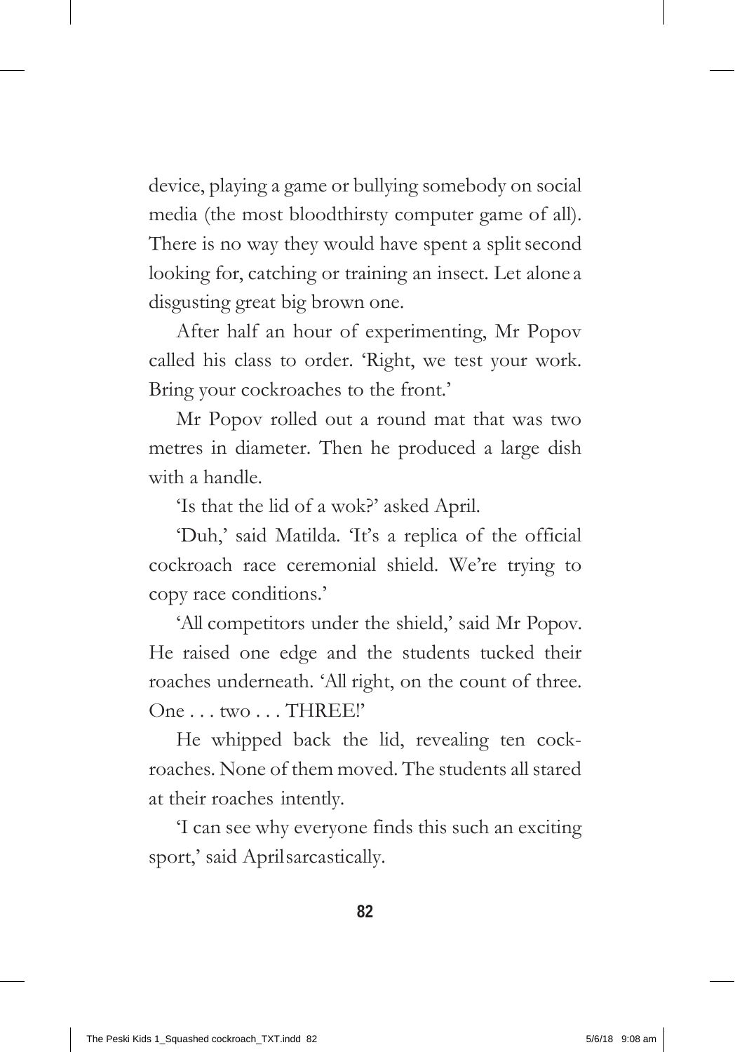device, playing a game or bullying somebody on social media (the most bloodthirsty computer game of all). There is no way they would have spent a split second looking for, catching or training an insect. Let alone a disgusting great big brown one.

After half an hour of experimenting, Mr Popov called his class to order. 'Right, we test your work. Bring your cockroaches to the front.'

Mr Popov rolled out a round mat that was two metres in diameter. Then he produced a large dish with a handle.

'Is that the lid of a wok?' asked April.

'Duh,' said Matilda. 'It's a replica of the official cockroach race ceremonial shield. We're trying to copy race conditions.'

'All competitors under the shield,' said Mr Popov. He raised one edge and the students tucked their roaches underneath. 'All right, on the count of three. One . . . two . . . THREE!'

He whipped back the lid, revealing ten cockroaches. None of them moved. The students all stared at their roaches intently.

'I can see why everyone finds this such an exciting sport,' said April sarcastically.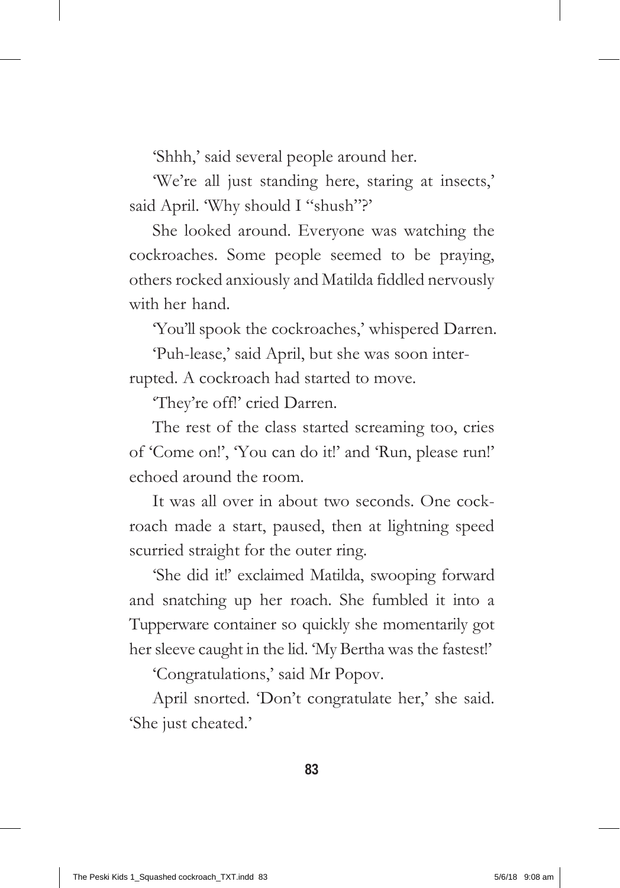'Shhh,' said several people around her.

'We're all just standing here, staring at insects,' said April. 'Why should I "shush"?'

She looked around. Everyone was watching the cockroaches. Some people seemed to be praying, others rocked anxiously and Matilda fiddled nervously with her hand.

'You'll spook the cockroaches,' whispered Darren.

'Puh-lease,' said April, but she was soon interrupted. A cockroach had started to move.

'They're off!' cried Darren.

The rest of the class started screaming too, cries of 'Come on!', 'You can do it!' and 'Run, please run!' echoed around the room.

It was all over in about two seconds. One cockroach made a start, paused, then at lightning speed scurried straight for the outer ring.

'She did it!' exclaimed Matilda, swooping forward and snatching up her roach. She fumbled it into a Tupperware container so quickly she momentarily got her sleeve caught in the lid. 'My Bertha was the fastest!'

'Congratulations,' said Mr Popov.

April snorted. 'Don't congratulate her,' she said. 'She just cheated.'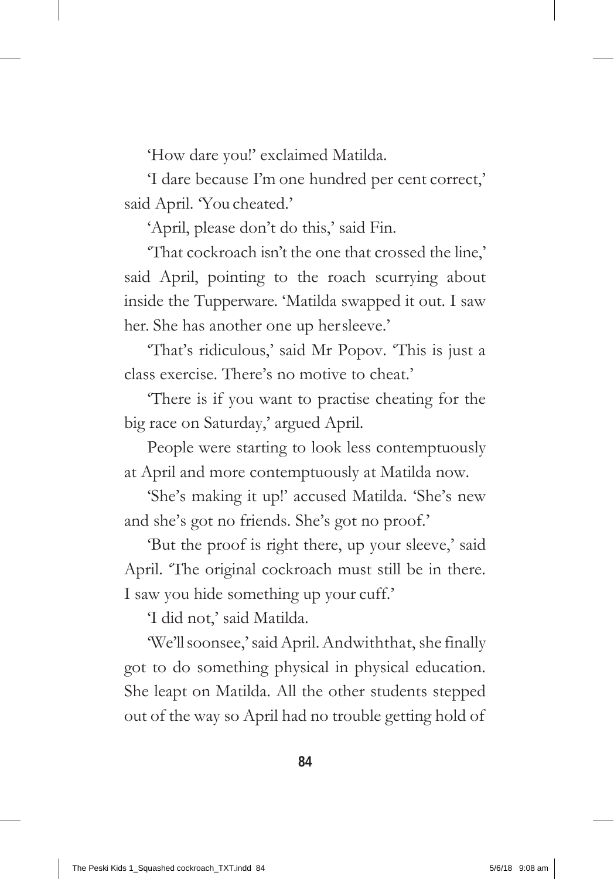'How dare you!' exclaimed Matilda.

'I dare because I'm one hundred per cent correct,' said April. 'You cheated.'

'April, please don't do this,' said Fin.

'That cockroach isn't the one that crossed the line,' said April, pointing to the roach scurrying about inside the Tupperware. 'Matilda swapped it out. I saw her. She has another one up her sleeve.'

'That's ridiculous,' said Mr Popov. 'This is just a class exercise. There's no motive to cheat.'

'There is if you want to practise cheating for the big race on Saturday,' argued April.

People were starting to look less contemptuously at April and more contemptuously at Matilda now.

'She's making it up!' accused Matilda. 'She's new and she's got no friends. She's got no proof.'

'But the proof is right there, up your sleeve,' said April. 'The original cockroach must still be in there. I saw you hide something up your cuff.'

'I did not,' said Matilda.

'We'll soon see,' said April. And with that, she finally got to do something physical in physical education. She leapt on Matilda. All the other students stepped out of the way so April had no trouble getting hold of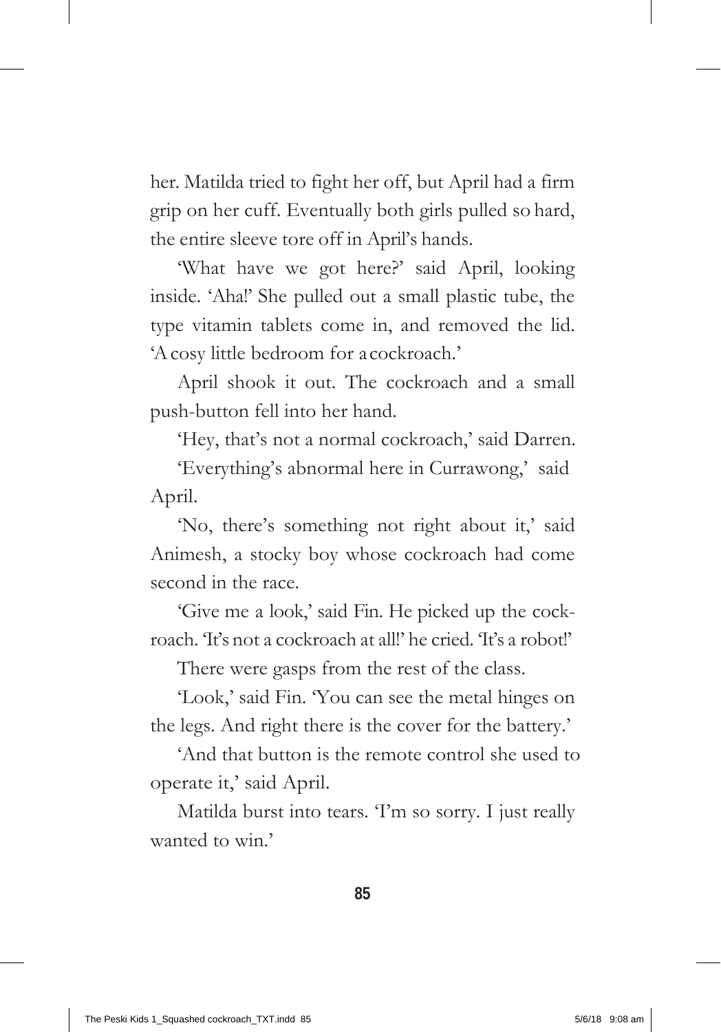her. Matilda tried to fight her off, but April had a firm grip on her cuff. Eventually both girls pulled so hard, the entire sleeve tore off in April's hands.

'What have we got here?' said April, looking inside. 'Aha!' She pulled out a small plastic tube, the type vitamin tablets come in, and removed the lid. 'A cosy little bedroom for a cockroach.'

April shook it out. The cockroach and a small push-button fell into her hand.

'Hey, that's not a normal cockroach,' said Darren.

'Everything's abnormal here in Currawong,' said April.

'No, there's something not right about it,' said Animesh, a stocky boy whose cockroach had come second in the race.

'Give me a look,' said Fin. He picked up the cockroach. 'It's not a cockroach at all!' he cried. 'It's a robot!'

There were gasps from the rest of the class.

'Look,' said Fin. 'You can see the metal hinges on the legs. And right there is the cover for the battery.'

'And that button is the remote control she used to operate it,' said April.

Matilda burst into tears. 'I'm so sorry. I just really wanted to win.'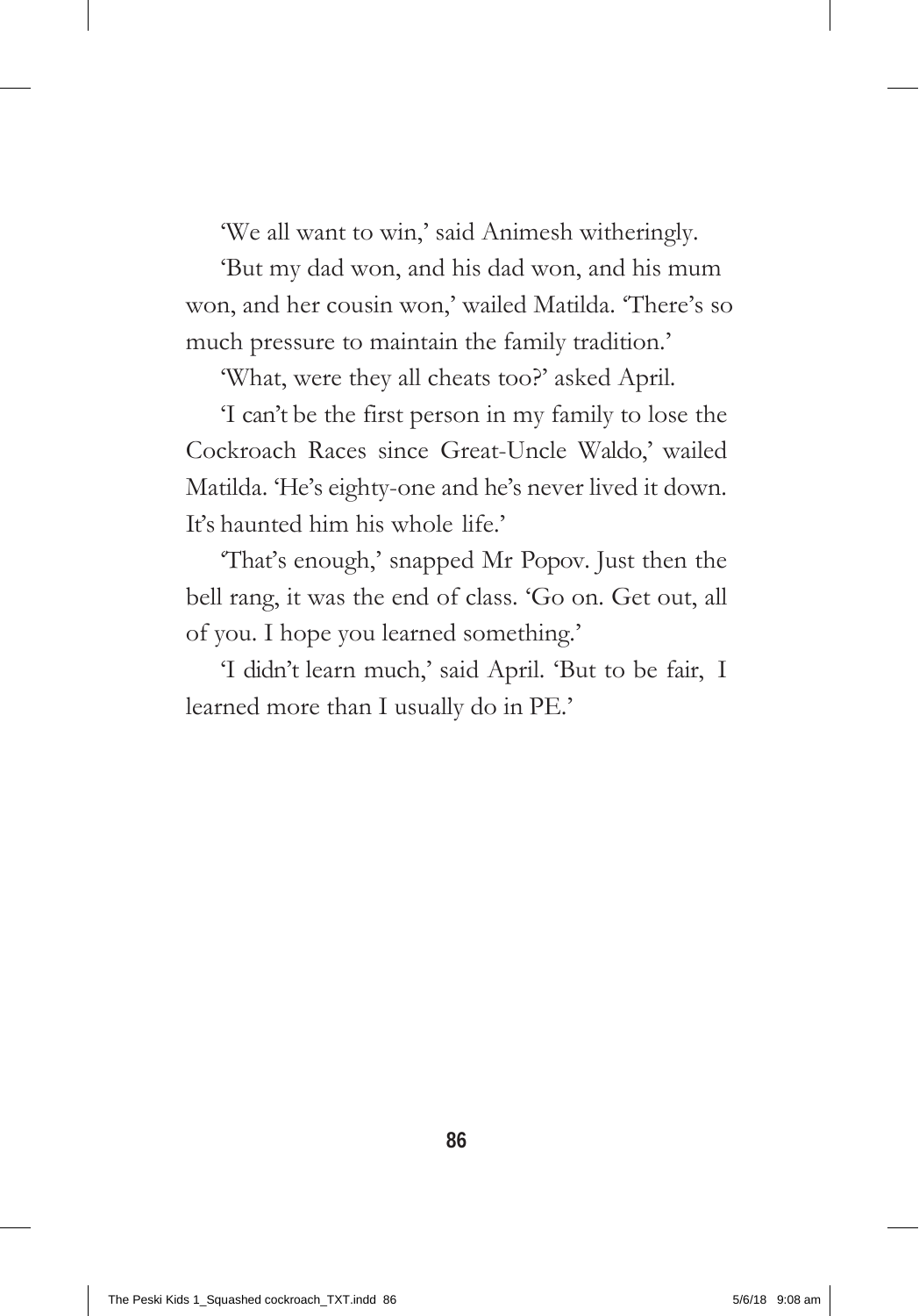'We all want to win,' said Animesh witheringly.

'But my dad won, and his dad won, and his mum won, and her cousin won,' wailed Matilda. 'There's so much pressure to maintain the family tradition.'

'What, were they all cheats too?' asked April.

'I can't be the first person in my family to lose the Cockroach Races since Great-Uncle Waldo,' wailed Matilda. 'He's eighty-one and he's never lived it down. It's haunted him his whole life.'

'That's enough,' snapped Mr Popov. Just then the bell rang, it was the end of class. 'Go on. Get out, all of you. I hope you learned something.'

'I didn't learn much,' said April. 'But to be fair, I learned more than I usually do in PE.'